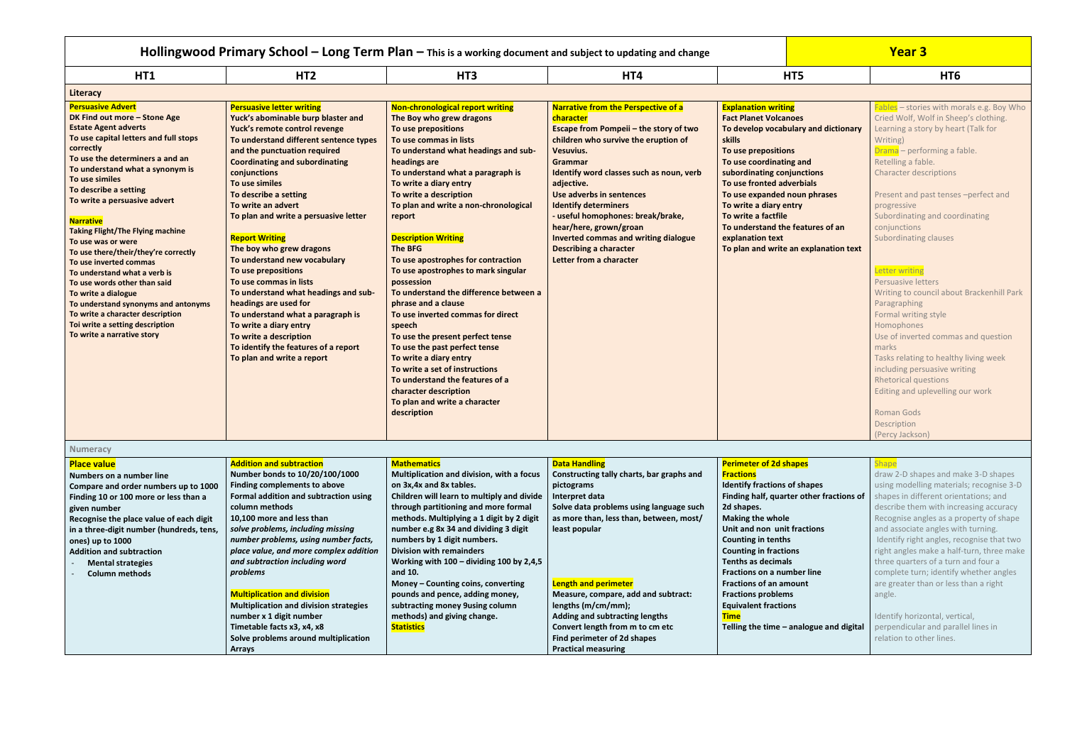# Hollingwood Primary School – Long Term Plan – This is a working document and subject to updating and change

## Year 3

| HT1 | HT2 | HT3 | HT4 | HT5 | HT6 |
|---|---|---|---|---|---|
| **Literacy** | | | | | |
| **Persuasive Advert**<br>**DK Find out more – Stone Age**<br>**Estate Agent adverts**<br>**To use capital letters and full stops correctly**<br>**To use the determiners a and an**<br>**To understand what a synonym is**<br>**To use similes**<br>**To describe a setting**<br>**To write a persuasive advert**<br><br>**Narrative**<br>**Taking Flight/The Flying machine**<br>**To use was or were**<br>**To use there/their/they're correctly**<br>**To use inverted commas**<br>**To understand what a verb is**<br>**To use words other than said**<br>**To write a dialogue**<br>**To understand synonyms and antonyms**<br>**To write a character description**<br>**Toi write a setting description**<br>**To write a narrative story** | **Persuasive letter writing**<br>**Yuck's abominable burp blaster and**<br>**Yuck's remote control revenge**<br>**To understand different sentence types and the punctuation required**<br>**Coordinating and subordinating conjunctions**<br>**To use similes**<br>**To describe a setting**<br>**To write an advert**<br>**To plan and write a persuasive letter**<br><br>**Report Writing**<br>**The boy who grew dragons**<br>**To understand new vocabulary**<br>**To use prepositions**<br>**To use commas in lists**<br>**To understand what headings and sub-headings are used for**<br>**To understand what a paragraph is**<br>**To write a diary entry**<br>**To write a description**<br>**To identify the features of a report**<br>**To plan and write a report** | **Non-chronological report writing**<br>**The Boy who grew dragons**<br>**To use prepositions**<br>**To use commas in lists**<br>**To understand what headings and sub-headings are**<br>**To understand what a paragraph is**<br>**To write a diary entry**<br>**To write a description**<br>**To plan and write a non-chronological report**<br><br>**Description Writing**<br>**The BFG**<br>**To use apostrophes for contraction**<br>**To use apostrophes to mark singular possession**<br>**To understand the difference between a phrase and a clause**<br>**To use inverted commas for direct speech**<br>**To use the present perfect tense**<br>**To use the past perfect tense**<br>**To write a diary entry**<br>**To write a set of instructions**<br>**To understand the features of a character description**<br>**To plan and write a character description** | **Narrative from the Perspective of a character**<br>**Escape from Pompeii – the story of two children who survive the eruption of Vesuvius.**<br>**Grammar**<br>**Identify word classes such as noun, verb adjective.**<br>**Use adverbs in sentences**<br>**Identify determiners**<br>**- useful homophones: break/brake, hear/here, grown/groan**<br>**Inverted commas and writing dialogue**<br>**Describing a character**<br>**Letter from a character** | **Explanation writing**<br>**Fact Planet Volcanoes**<br>**To develop vocabulary and dictionary skills**<br>**To use prepositions**<br>**To use coordinating and subordinating conjunctions**<br>**To use fronted adverbials**<br>**To use expanded noun phrases**<br>**To write a diary entry**<br>**To write a factfile**<br>**To understand the features of an explanation text**<br>**To plan and write an explanation text** | Fables – stories with morals e.g. Boy Who Cried Wolf, Wolf in Sheep's clothing.<br>Learning a story by heart (Talk for Writing)<br>Drama – performing a fable.<br>Retelling a fable.<br>Character descriptions<br><br>Present and past tenses –perfect and progressive<br>Subordinating and coordinating conjunctions<br>Subordinating clauses<br><br>Letter writing<br>Persuasive letters<br>Writing to council about Brackenhill Park<br>Paragraphing<br>Formal writing style<br>Homophones<br>Use of inverted commas and question marks<br>Tasks relating to healthy living week including persuasive writing<br>Rhetorical questions<br>Editing and uplevelling our work<br><br>Roman Gods<br>Description<br>(Percy Jackson) |
| **Numeracy** | | | | | |
| **Place value**<br>**Numbers on a number line**<br>**Compare and order numbers up to 1000**<br>**Finding 10 or 100 more or less than a given number**<br>**Recognise the place value of each digit in a three-digit number (hundreds, tens, ones) up to 1000**<br>**Addition and subtraction**<br>- **Mental strategies**<br>- **Column methods** | **Addition and subtraction**<br>**Number bonds to 10/20/100/1000**<br>**Finding complements to above**<br>**Formal addition and subtraction using column methods**<br>**10,100 more and less than**<br>***solve problems, including missing number problems, using number facts, place value, and more complex addition and subtraction including word problems***<br><br>**Multiplication and division**<br>**Multiplication and division strategies number x 1 digit number**<br>**Timetable facts x3, x4, x8**<br>**Solve problems around multiplication**<br>**Arrays** | **Mathematics**<br>**Multiplication and division, with a focus on 3x,4x and 8x tables.**<br>**Children will learn to multiply and divide through partitioning and more formal methods. Multiplying a 1 digit by 2 digit number e.g 8x 34 and dividing 3 digit numbers by 1 digit numbers.**<br>**Division with remainders**<br>**Working with 100 – dividing 100 by 2,4,5 and 10.**<br>**Money – Counting coins, converting pounds and pence, adding money, subtracting money 9using column methods) and giving change.**<br>**Statistics** | **Data Handling**<br>**Constructing tally charts, bar graphs and pictograms**<br>**Interpret data**<br>**Solve data problems using language such as more than, less than, between, most/ least popular**<br><br>**Length and perimeter**<br>**Measure, compare, add and subtract: lengths (m/cm/mm);**<br>**Adding and subtracting lengths**<br>**Convert length from m to cm etc**<br>**Find perimeter of 2d shapes**<br>**Practical measuring** | **Perimeter of 2d shapes**<br>**Fractions**<br>**Identify fractions of shapes**<br>**Finding half, quarter other fractions of 2d shapes.**<br>**Making the whole**<br>**Unit and non unit fractions**<br>**Counting in tenths**<br>**Counting in fractions**<br>**Tenths as decimals**<br>**Fractions on a number line**<br>**Fractions of an amount**<br>**Fractions problems**<br>**Equivalent fractions**<br>**Time**<br>**Telling the time – analogue and digital** | Shape<br>draw 2-D shapes and make 3-D shapes using modelling materials; recognise 3-D shapes in different orientations; and describe them with increasing accuracy<br>Recognise angles as a property of shape and associate angles with turning.<br>Identify right angles, recognise that two right angles make a half-turn, three make three quarters of a turn and four a complete turn; identify whether angles are greater than or less than a right angle.<br><br>Identify horizontal, vertical, perpendicular and parallel lines in relation to other lines. |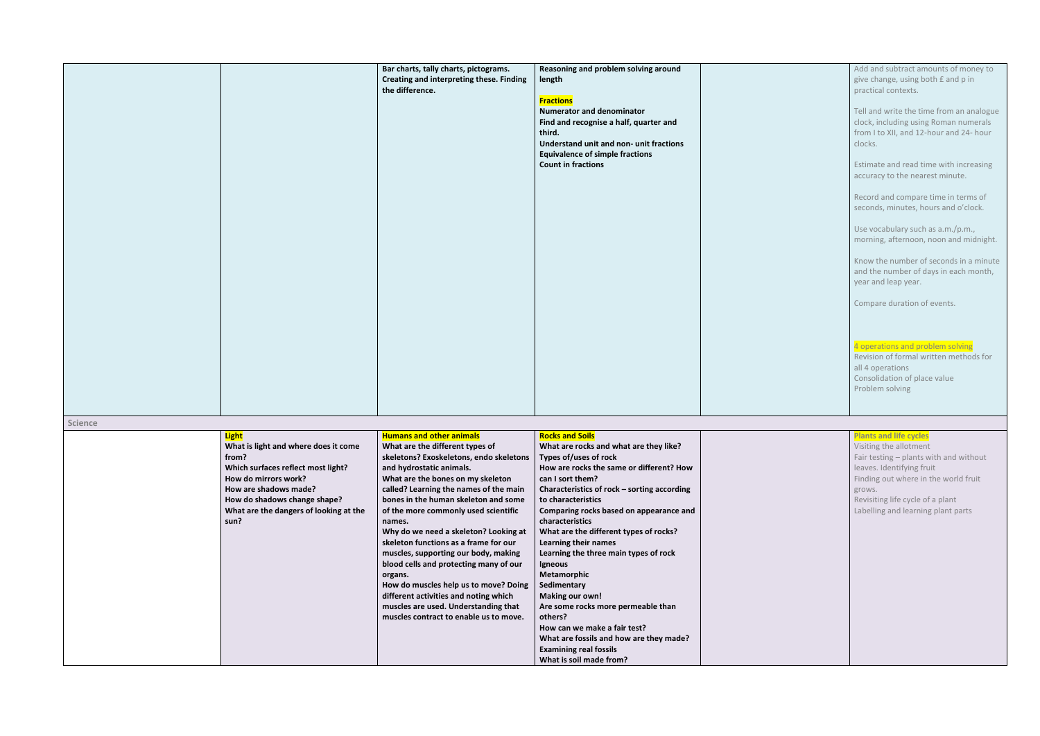| | | | | | |
|---|---|---|---|---|---|
| | | **Bar charts, tally charts, pictograms.**<br>**Creating and interpreting these. Finding the difference.** | **Reasoning and problem solving around length**<br><br>**Fractions**<br>**Numerator and denominator**<br>**Find and recognise a half, quarter and third.**<br>**Understand unit and non- unit fractions**<br>**Equivalence of simple fractions**<br>**Count in fractions** | | Add and subtract amounts of money to give change, using both £ and p in practical contexts.<br><br>Tell and write the time from an analogue clock, including using Roman numerals from I to XII, and 12-hour and 24- hour clocks.<br><br>Estimate and read time with increasing accuracy to the nearest minute.<br><br>Record and compare time in terms of seconds, minutes, hours and o'clock.<br><br>Use vocabulary such as a.m./p.m., morning, afternoon, noon and midnight.<br><br>Know the number of seconds in a minute and the number of days in each month, year and leap year.<br><br>Compare duration of events.<br><br>4 operations and problem solving<br>Revision of formal written methods for all 4 operations<br>Consolidation of place value<br>Problem solving |
| Science | | | | | |
| | **Light**<br>**What is light and where does it come from?**<br>**Which surfaces reflect most light?**<br>**How do mirrors work?**<br>**How are shadows made?**<br>**How do shadows change shape?**<br>**What are the dangers of looking at the sun?** | **Humans and other animals**<br>**What are the different types of skeletons? Exoskeletons, endo skeletons and hydrostatic animals.**<br>**What are the bones on my skeleton called? Learning the names of the main bones in the human skeleton and some of the more commonly used scientific names.**<br>**Why do we need a skeleton? Looking at skeleton functions as a frame for our muscles, supporting our body, making blood cells and protecting many of our organs.**<br>**How do muscles help us to move? Doing different activities and noting which muscles are used. Understanding that muscles contract to enable us to move.** | **Rocks and Soils**<br>**What are rocks and what are they like?**<br>**Types of/uses of rock**<br>**How are rocks the same or different? How can I sort them?**<br>**Characteristics of rock – sorting according to characteristics**<br>**Comparing rocks based on appearance and characteristics**<br>**What are the different types of rocks?**<br>**Learning their names**<br>**Learning the three main types of rock**<br>**Igneous**<br>**Metamorphic**<br>**Sedimentary**<br>**Making our own!**<br>**Are some rocks more permeable than others?**<br>**How can we make a fair test?**<br>**What are fossils and how are they made?**<br>**Examining real fossils**<br>**What is soil made from?** | | Plants and life cycles<br>Visiting the allotment<br>Fair testing – plants with and without leaves. Identifying fruit<br>Finding out where in the world fruit grows.<br>Revisiting life cycle of a plant<br>Labelling and learning plant parts |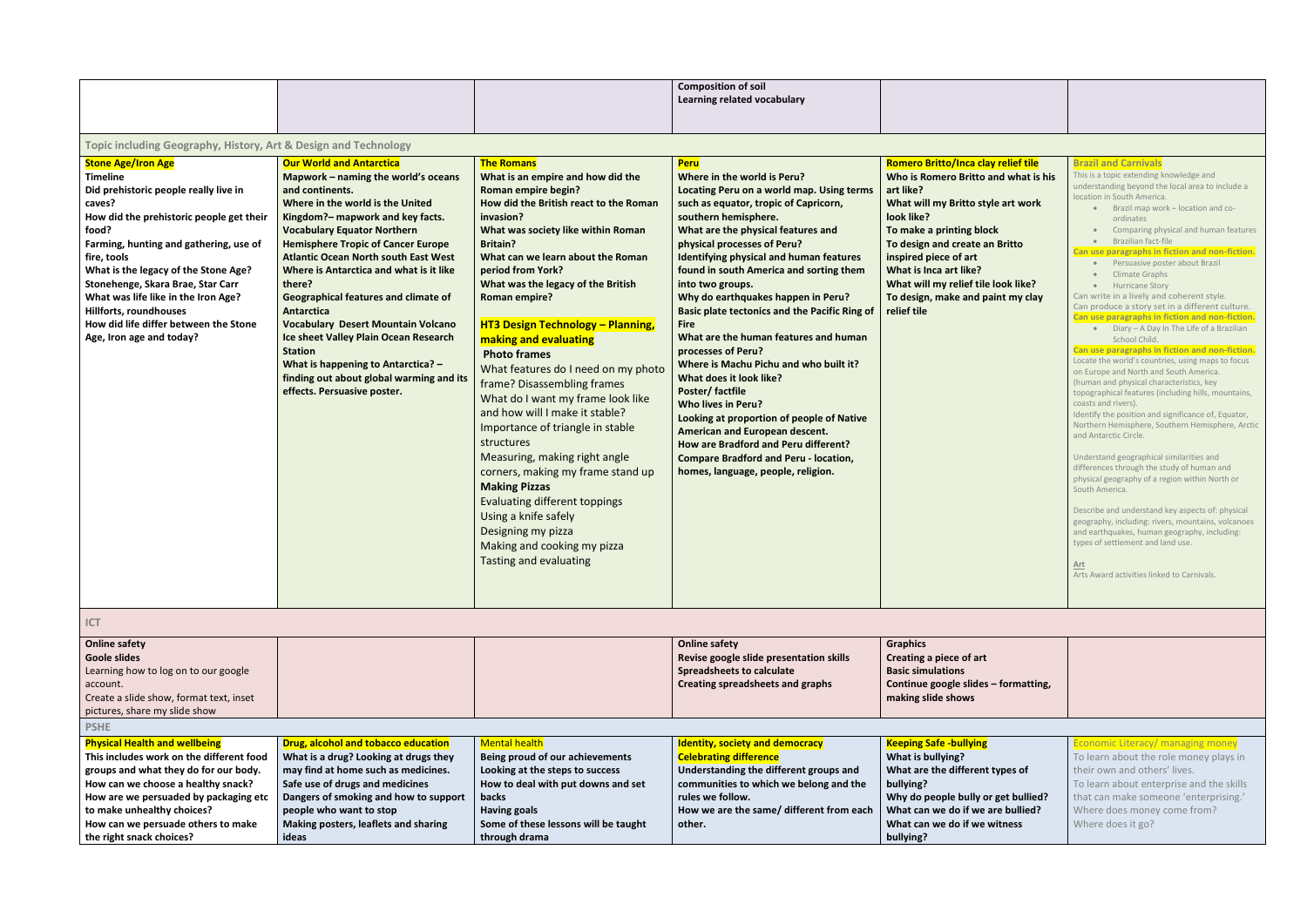| | | | | | |
|---|---|---|---|---|---|
| | | | **Composition of soil** **Learning related vocabulary** | | |
| **Topic including Geography, History, Art & Design and Technology** | | | | | |
| **Stone Age/Iron Age** **Timeline** **Did prehistoric people really live in caves?** **How did the prehistoric people get their food?** **Farming, hunting and gathering, use of fire, tools** **What is the legacy of the Stone Age?** **Stonehenge, Skara Brae, Star Carr** **What was life like in the Iron Age?** **Hillforts, roundhouses** **How did life differ between the Stone Age, Iron age and today?** | **Our World and Antarctica** **Mapwork – naming the world's oceans and continents.** **Where in the world is the United Kingdom?– mapwork and key facts.** **Vocabulary Equator Northern Hemisphere Tropic of Cancer Europe Atlantic Ocean North south East West** **Where is Antarctica and what is it like there?** **Geographical features and climate of Antarctica** **Vocabulary Desert Mountain Volcano Ice sheet Valley Plain Ocean Research Station** **What is happening to Antarctica? – finding out about global warming and its effects. Persuasive poster.** | **The Romans** **What is an empire and how did the Roman empire begin?** **How did the British react to the Roman invasion?** **What was society like within Roman Britain?** **What can we learn about the Roman period from York?** **What was the legacy of the British Roman empire?** **HT3 Design Technology – Planning, making and evaluating** **Photo frames** What features do I need on my photo frame? Disassembling frames What do I want my frame look like and how will I make it stable? Importance of triangle in stable structures Measuring, making right angle corners, making my frame stand up **Making Pizzas** Evaluating different toppings Using a knife safely Designing my pizza Making and cooking my pizza Tasting and evaluating | **Peru** **Where in the world is Peru?** **Locating Peru on a world map. Using terms such as equator, tropic of Capricorn, southern hemisphere.** **What are the physical features and physical processes of Peru?** **Identifying physical and human features found in south America and sorting them into two groups.** **Why do earthquakes happen in Peru?** **Basic plate tectonics and the Pacific Ring of Fire** **What are the human features and human processes of Peru?** **Where is Machu Pichu and who built it?** **What does it look like?** **Poster/ factfile** **Who lives in Peru?** **Looking at proportion of people of Native American and European descent.** **How are Bradford and Peru different?** **Compare Bradford and Peru - location, homes, language, people, religion.** | **Romero Britto/Inca clay relief tile** **Who is Romero Britto and what is his art like?** **What will my Britto style art work look like?** **To make a printing block** **To design and create an Britto inspired piece of art** **What is Inca art like?** **What will my relief tile look like?** **To design, make and paint my clay relief tile** | **Brazil and Carnivals** This is a topic extending knowledge and understanding beyond the local area to include a location in South America. • Brazil map work – location and co-ordinates • Comparing physical and human features • Brazilian fact-file **Can use paragraphs in fiction and non-fiction.** • Persuasive poster about Brazil • Climate Graphs • Hurricane Story Can write in a lively and coherent style. Can produce a story set in a different culture. **Can use paragraphs in fiction and non-fiction.** • Diary – A Day In The Life of a Brazilian School Child. **Can use paragraphs in fiction and non-fiction.** Locate the world's countries, using maps to focus on Europe and North and South America. (human and physical characteristics, key topographical features (including hills, mountains, coasts and rivers). Identify the position and significance of, Equator, Northern Hemisphere, Southern Hemisphere, Arctic and Antarctic Circle. Understand geographical similarities and differences through the study of human and physical geography of a region within North or South America. Describe and understand key aspects of: physical geography, including: rivers, mountains, volcanoes and earthquakes, human geography, including: types of settlement and land use. Art Arts Award activities linked to Carnivals. |
| **ICT** | | | | | |
| **Online safety** **Goole slides** Learning how to log on to our google account. Create a slide show, format text, inset pictures, share my slide show | | | **Online safety** **Revise google slide presentation skills** **Spreadsheets to calculate** **Creating spreadsheets and graphs** | **Graphics** **Creating a piece of art** **Basic simulations** **Continue google slides – formatting, making slide shows** | |
| **PSHE** | | | | | |
| **Physical Health and wellbeing** **This includes work on the different food groups and what they do for our body.** **How can we choose a healthy snack?** **How are we persuaded by packaging etc to make unhealthy choices?** **How can we persuade others to make the right snack choices?** | **Drug, alcohol and tobacco education** **What is a drug? Looking at drugs they may find at home such as medicines.** **Safe use of drugs and medicines** **Dangers of smoking and how to support people who want to stop** **Making posters, leaflets and sharing ideas** | Mental health **Being proud of our achievements** **Looking at the steps to success** **How to deal with put downs and set backs** **Having goals** **Some of these lessons will be taught through drama** | **Identity, society and democracy** **Celebrating difference** **Understanding the different groups and communities to which we belong and the rules we follow.** **How we are the same/ different from each other.** | **Keeping Safe -bullying** **What is bullying?** **What are the different types of bullying?** **Why do people bully or get bullied?** **What can we do if we are bullied?** **What can we do if we witness bullying?** | Economic Literacy/ managing money To learn about the role money plays in their own and others' lives. To learn about enterprise and the skills that can make someone 'enterprising.' Where does money come from? Where does it go? |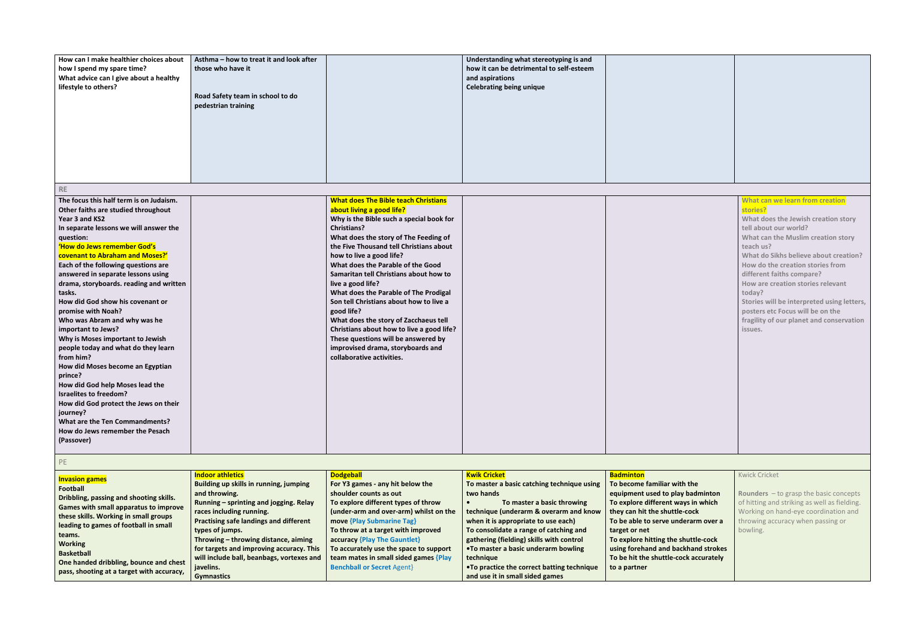| | | | | | |
|---|---|---|---|---|---|
| **How can I make healthier choices about how I spend my spare time?**<br>**What advice can I give about a healthy lifestyle to others?** | **Asthma – how to treat it and look after those who have it**<br><br>**Road Safety team in school to do pedestrian training** | | **Understanding what stereotyping is and how it can be detrimental to self-esteem and aspirations**<br>**Celebrating being unique** | | |
| RE | | | | | |
| **The focus this half term is on Judaism. Other faiths are studied throughout Year 3 and KS2**<br>**In separate lessons we will answer the question:**<br>**'How do Jews remember God's covenant to Abraham and Moses?'**<br>**Each of the following questions are answered in separate lessons using drama, storyboards. reading and written tasks.**<br>**How did God show his covenant or promise with Noah?**<br>**Who was Abram and why was he important to Jews?**<br>**Why is Moses important to Jewish people today and what do they learn from him?**<br>**How did Moses become an Egyptian prince?**<br>**How did God help Moses lead the Israelites to freedom?**<br>**How did God protect the Jews on their journey?**<br>**What are the Ten Commandments?**<br>**How do Jews remember the Pesach (Passover)** | | **What does The Bible teach Christians about living a good life?**<br>**Why is the Bible such a special book for Christians?**<br>**What does the story of The Feeding of the Five Thousand tell Christians about how to live a good life?**<br>**What does the Parable of the Good Samaritan tell Christians about how to live a good life?**<br>**What does the Parable of The Prodigal Son tell Christians about how to live a good life?**<br>**What does the story of Zacchaeus tell Christians about how to live a good life?**<br>**These questions will be answered by improvised drama, storyboards and collaborative activities.** | | | **What can we learn from creation stories?**<br>**What does the Jewish creation story tell about our world?**<br>**What can the Muslim creation story teach us?**<br>**What do Sikhs believe about creation?**<br>**How do the creation stories from different faiths compare?**<br>**How are creation stories relevant today?**<br>**Stories will be interpreted using letters, posters etc Focus will be on the fragility of our planet and conservation issues.** |
| PE | | | | | |
| **Invasion games**<br>**Football**<br>**Dribbling, passing and shooting skills. Games with small apparatus to improve these skills. Working in small groups leading to games of football in small teams.**<br>**Working**<br>**Basketball**<br>**One handed dribbling, bounce and chest pass, shooting at a target with accuracy,** | **Indoor athletics**<br>**Building up skills in running, jumping and throwing.**<br>**Running – sprinting and jogging. Relay races including running.**<br>**Practising safe landings and different types of jumps.**<br>**Throwing – throwing distance, aiming for targets and improving accuracy. This will include ball, beanbags, vortexes and javelins.**<br>**Gymnastics** | **Dodgeball**<br>**For Y3 games - any hit below the shoulder counts as out**<br>**To explore different types of throw (under-arm and over-arm) whilst on the move {Play Submarine Tag}**<br>**To throw at a target with improved accuracy {Play The Gauntlet}**<br>**To accurately use the space to support team mates in small sided games {Play Benchball or Secret Agent}** | **Kwik Cricket**<br>**To master a basic catching technique using two hands**<br>• **To master a basic throwing technique (underarm & overarm and know when it is appropriate to use each)**<br>**To consolidate a range of catching and gathering (fielding) skills with control**<br>•**To master a basic underarm bowling technique**<br>•**To practice the correct batting technique and use it in small sided games** | **Badminton**<br>**To become familiar with the equipment used to play badminton**<br>**To explore different ways in which they can hit the shuttle-cock**<br>**To be able to serve underarm over a target or net**<br>**To explore hitting the shuttle-cock using forehand and backhand strokes**<br>**To be hit the shuttle-cock accurately to a partner** | Kwick Cricket<br><br>**Rounders** – to grasp the basic concepts of hitting and striking as well as fielding. Working on hand-eye coordination and throwing accuracy when passing or bowling. |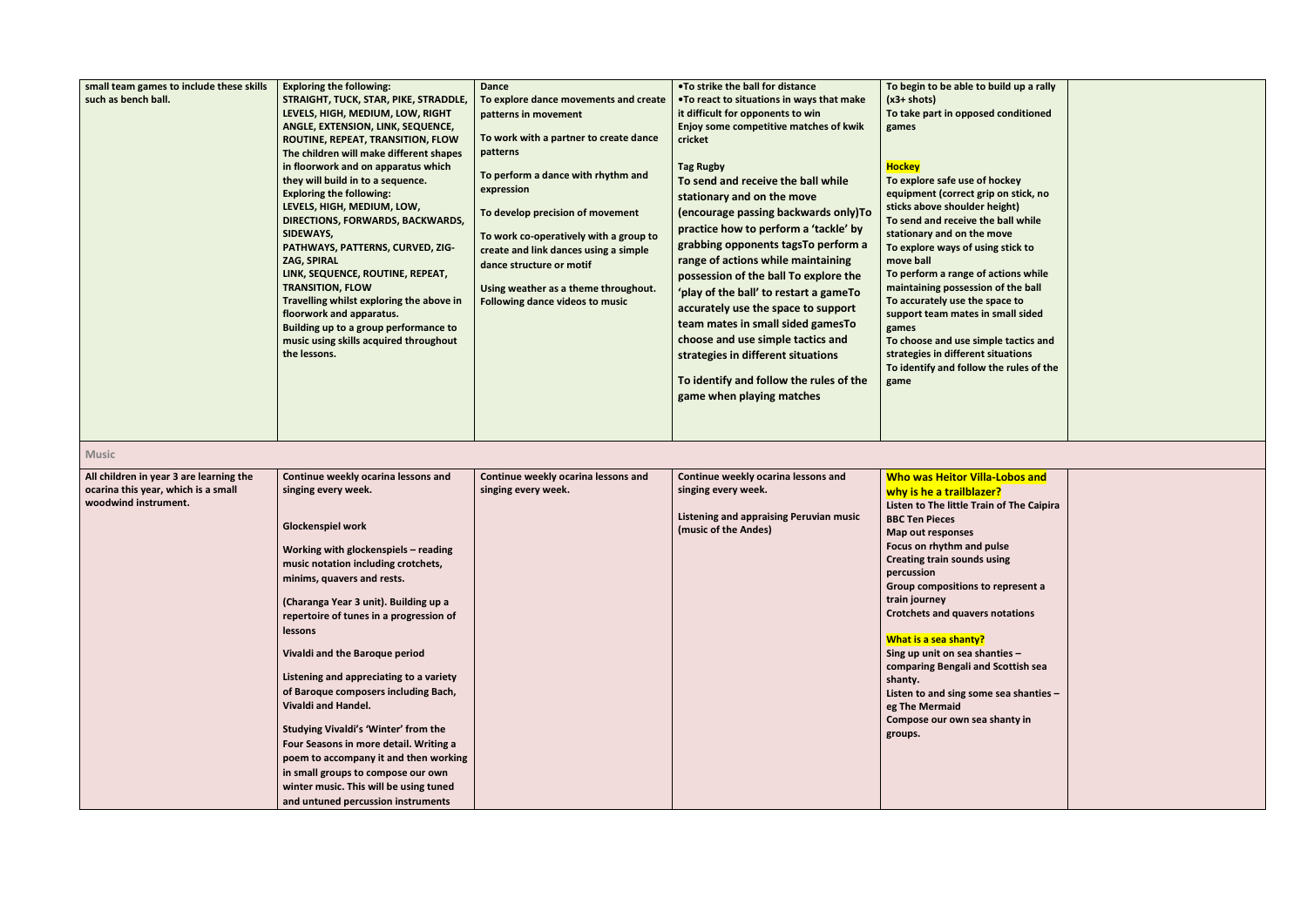| | | | | | |
|---|---|---|---|---|---|
| **small team games to include these skills such as bench ball.** | **Exploring the following:**<br>**STRAIGHT, TUCK, STAR, PIKE, STRADDLE, LEVELS, HIGH, MEDIUM, LOW, RIGHT ANGLE, EXTENSION, LINK, SEQUENCE, ROUTINE, REPEAT, TRANSITION, FLOW**<br>**The children will make different shapes in floorwork and on apparatus which they will build in to a sequence.**<br>**Exploring the following:**<br>**LEVELS, HIGH, MEDIUM, LOW, DIRECTIONS, FORWARDS, BACKWARDS, SIDEWAYS,**<br>**PATHWAYS, PATTERNS, CURVED, ZIG-ZAG, SPIRAL**<br>**LINK, SEQUENCE, ROUTINE, REPEAT, TRANSITION, FLOW**<br>**Travelling whilst exploring the above in floorwork and apparatus.**<br>**Building up to a group performance to music using skills acquired throughout the lessons.** | **Dance**<br>**To explore dance movements and create patterns in movement**<br><br>**To work with a partner to create dance patterns**<br><br>**To perform a dance with rhythm and expression**<br><br>**To develop precision of movement**<br><br>**To work co-operatively with a group to create and link dances using a simple dance structure or motif**<br><br>**Using weather as a theme throughout. Following dance videos to music** | **•To strike the ball for distance**<br>**•To react to situations in ways that make it difficult for opponents to win**<br>**Enjoy some competitive matches of kwik cricket**<br><br>**Tag Rugby**<br>**To send and receive the ball while stationary and on the move (encourage passing backwards only)To practice how to perform a 'tackle' by grabbing opponents tagsTo perform a range of actions while maintaining possession of the ball To explore the 'play of the ball' to restart a gameTo accurately use the space to support team mates in small sided gamesTo choose and use simple tactics and strategies in different situations**<br><br>**To identify and follow the rules of the game when playing matches** | **To begin to be able to build up a rally (x3+ shots)**<br>**To take part in opposed conditioned games**<br><br>**Hockey**<br>**To explore safe use of hockey equipment (correct grip on stick, no sticks above shoulder height)**<br>**To send and receive the ball while stationary and on the move**<br>**To explore ways of using stick to move ball**<br>**To perform a range of actions while maintaining possession of the ball**<br>**To accurately use the space to support team mates in small sided games**<br>**To choose and use simple tactics and strategies in different situations**<br>**To identify and follow the rules of the game** | |
| **Music** | | | | | |
| **All children in year 3 are learning the ocarina this year, which is a small woodwind instrument.** | **Continue weekly ocarina lessons and singing every week.**<br><br>**Glockenspiel work**<br><br>**Working with glockenspiels – reading music notation including crotchets, minims, quavers and rests.**<br><br>**(Charanga Year 3 unit). Building up a repertoire of tunes in a progression of lessons**<br><br>**Vivaldi and the Baroque period**<br><br>**Listening and appreciating to a variety of Baroque composers including Bach, Vivaldi and Handel.**<br><br>**Studying Vivaldi's 'Winter' from the Four Seasons in more detail. Writing a poem to accompany it and then working in small groups to compose our own winter music. This will be using tuned and untuned percussion instruments** | **Continue weekly ocarina lessons and singing every week.** | **Continue weekly ocarina lessons and singing every week.**<br><br>**Listening and appraising Peruvian music (music of the Andes)** | **Who was Heitor Villa-Lobos and why is he a trailblazer?**<br>**Listen to The little Train of The Caipira BBC Ten Pieces**<br>**Map out responses**<br>**Focus on rhythm and pulse**<br>**Creating train sounds using percussion**<br>**Group compositions to represent a train journey**<br>**Crotchets and quavers notations**<br><br>**What is a sea shanty?**<br>**Sing up unit on sea shanties – comparing Bengali and Scottish sea shanty.**<br>**Listen to and sing some sea shanties – eg The Mermaid**<br>**Compose our own sea shanty in groups.** | |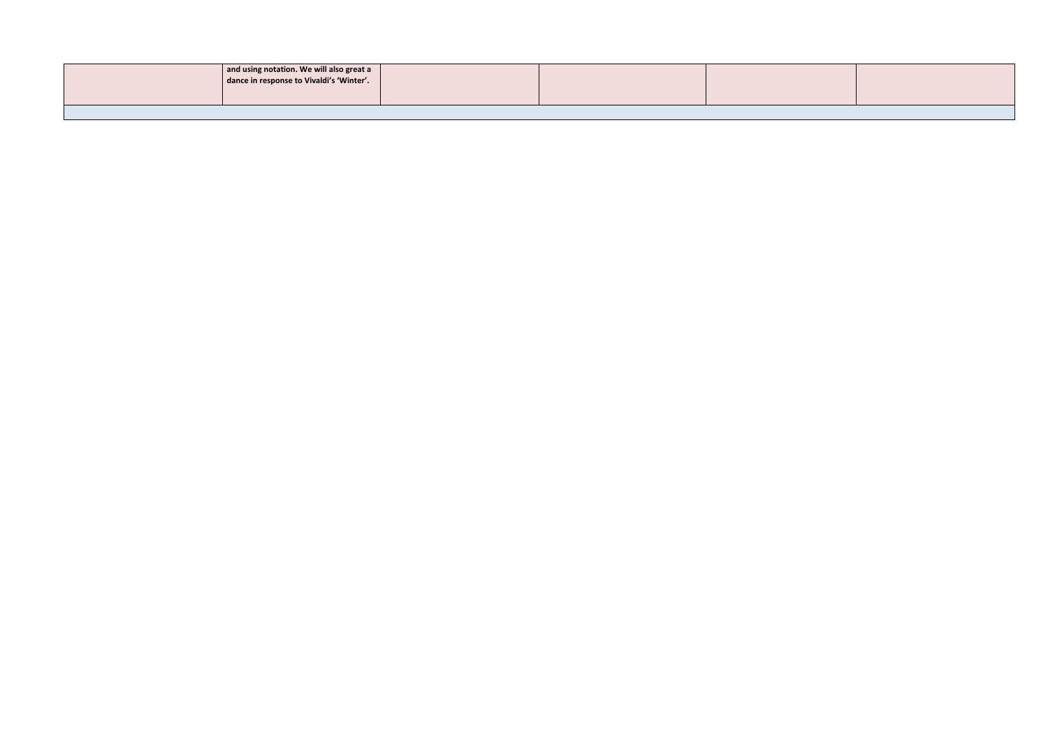| | | | | | |
|---|---|---|---|---|---|
| | **and using notation. We will also great a dance in response to Vivaldi's 'Winter'.** | | | | |
| | | | | | |